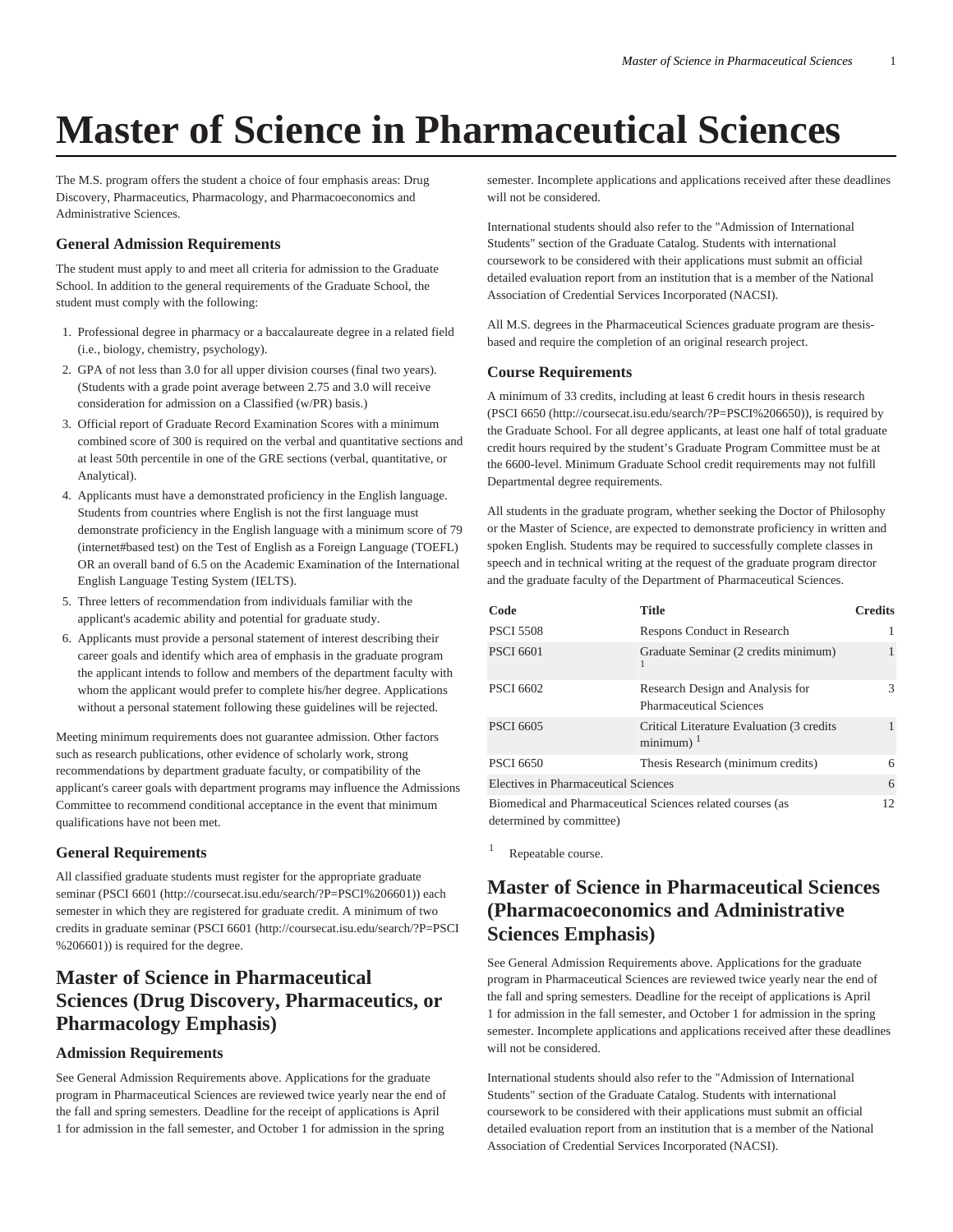# Master of Science in Pharmaceutical Sciences

The M.S. program offers the student a choice of four emphasis areas: Drug Discovery, Pharmaceutics, Pharmacology, and Pharmacoeconomics and Administrative Sciences.

### General Admission Requirements

The student must apply to and meet all criteria for admission to the Graduate School. In addition to the general requirements of the Graduate School, the student must comply with the following:

1. Professional degree in pharmacy or a baccalaureate degree in a related field (i.e., biology, chemistry, psychology).
2. GPA of not less than 3.0 for all upper division courses (final two years). (Students with a grade point average between 2.75 and 3.0 will receive consideration for admission on a Classified (w/PR) basis.)
3. Official report of Graduate Record Examination Scores with a minimum combined score of 300 is required on the verbal and quantitative sections and at least 50th percentile in one of the GRE sections (verbal, quantitative, or Analytical).
4. Applicants must have a demonstrated proficiency in the English language. Students from countries where English is not the first language must demonstrate proficiency in the English language with a minimum score of 79 (internet#based test) on the Test of English as a Foreign Language (TOEFL) OR an overall band of 6.5 on the Academic Examination of the International English Language Testing System (IELTS).
5. Three letters of recommendation from individuals familiar with the applicant's academic ability and potential for graduate study.
6. Applicants must provide a personal statement of interest describing their career goals and identify which area of emphasis in the graduate program the applicant intends to follow and members of the department faculty with whom the applicant would prefer to complete his/her degree. Applications without a personal statement following these guidelines will be rejected.

Meeting minimum requirements does not guarantee admission. Other factors such as research publications, other evidence of scholarly work, strong recommendations by department graduate faculty, or compatibility of the applicant's career goals with department programs may influence the Admissions Committee to recommend conditional acceptance in the event that minimum qualifications have not been met.

### General Requirements

All classified graduate students must register for the appropriate graduate seminar (PSCI 6601 (http://coursecat.isu.edu/search/?P=PSCI%206601)) each semester in which they are registered for graduate credit. A minimum of two credits in graduate seminar (PSCI 6601 (http://coursecat.isu.edu/search/?P=PSCI%206601)) is required for the degree.

## Master of Science in Pharmaceutical Sciences (Drug Discovery, Pharmaceutics, or Pharmacology Emphasis)

### Admission Requirements

See General Admission Requirements above. Applications for the graduate program in Pharmaceutical Sciences are reviewed twice yearly near the end of the fall and spring semesters. Deadline for the receipt of applications is April 1 for admission in the fall semester, and October 1 for admission in the spring semester. Incomplete applications and applications received after these deadlines will not be considered.

International students should also refer to the "Admission of International Students" section of the Graduate Catalog. Students with international coursework to be considered with their applications must submit an official detailed evaluation report from an institution that is a member of the National Association of Credential Services Incorporated (NACSI).

All M.S. degrees in the Pharmaceutical Sciences graduate program are thesis-based and require the completion of an original research project.

### Course Requirements

A minimum of 33 credits, including at least 6 credit hours in thesis research (PSCI 6650 (http://coursecat.isu.edu/search/?P=PSCI%206650)), is required by the Graduate School. For all degree applicants, at least one half of total graduate credit hours required by the student's Graduate Program Committee must be at the 6600-level. Minimum Graduate School credit requirements may not fulfill Departmental degree requirements.

All students in the graduate program, whether seeking the Doctor of Philosophy or the Master of Science, are expected to demonstrate proficiency in written and spoken English. Students may be required to successfully complete classes in speech and in technical writing at the request of the graduate program director and the graduate faculty of the Department of Pharmaceutical Sciences.

| Code | Title | Credits |
|---|---|---|
| PSCI 5508 | Respons Conduct in Research | 1 |
| PSCI 6601 | Graduate Seminar (2 credits minimum) [1] | 1 |
| PSCI 6602 | Research Design and Analysis for Pharmaceutical Sciences | 3 |
| PSCI 6605 | Critical Literature Evaluation (3 credits minimum) [1] | 1 |
| PSCI 6650 | Thesis Research (minimum credits) | 6 |
| Electives in Pharmaceutical Sciences | | 6 |
| Biomedical and Pharmaceutical Sciences related courses (as determined by committee) | | 12 |

[1] Repeatable course.

## Master of Science in Pharmaceutical Sciences (Pharmacoeconomics and Administrative Sciences Emphasis)

See General Admission Requirements above. Applications for the graduate program in Pharmaceutical Sciences are reviewed twice yearly near the end of the fall and spring semesters. Deadline for the receipt of applications is April 1 for admission in the fall semester, and October 1 for admission in the spring semester. Incomplete applications and applications received after these deadlines will not be considered.

International students should also refer to the "Admission of International Students" section of the Graduate Catalog. Students with international coursework to be considered with their applications must submit an official detailed evaluation report from an institution that is a member of the National Association of Credential Services Incorporated (NACSI).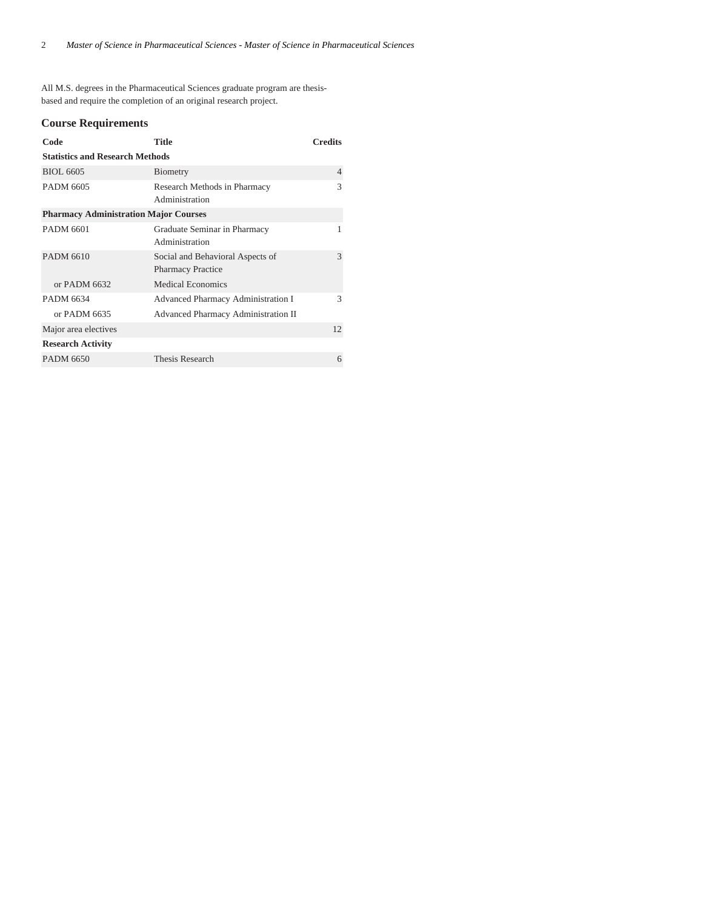All M.S. degrees in the Pharmaceutical Sciences graduate program are thesis-based and require the completion of an original research project.

## Course Requirements

| Code | Title | Credits |
| --- | --- | --- |
| **Statistics and Research Methods** | | |
| BIOL 6605 | Biometry | 4 |
| PADM 6605 | Research Methods in Pharmacy Administration | 3 |
| **Pharmacy Administration Major Courses** | | |
| PADM 6601 | Graduate Seminar in Pharmacy Administration | 1 |
| PADM 6610 | Social and Behavioral Aspects of Pharmacy Practice | 3 |
| or PADM 6632 | Medical Economics | |
| PADM 6634 | Advanced Pharmacy Administration I | 3 |
| or PADM 6635 | Advanced Pharmacy Administration II | |
| Major area electives | | 12 |
| **Research Activity** | | |
| PADM 6650 | Thesis Research | 6 |